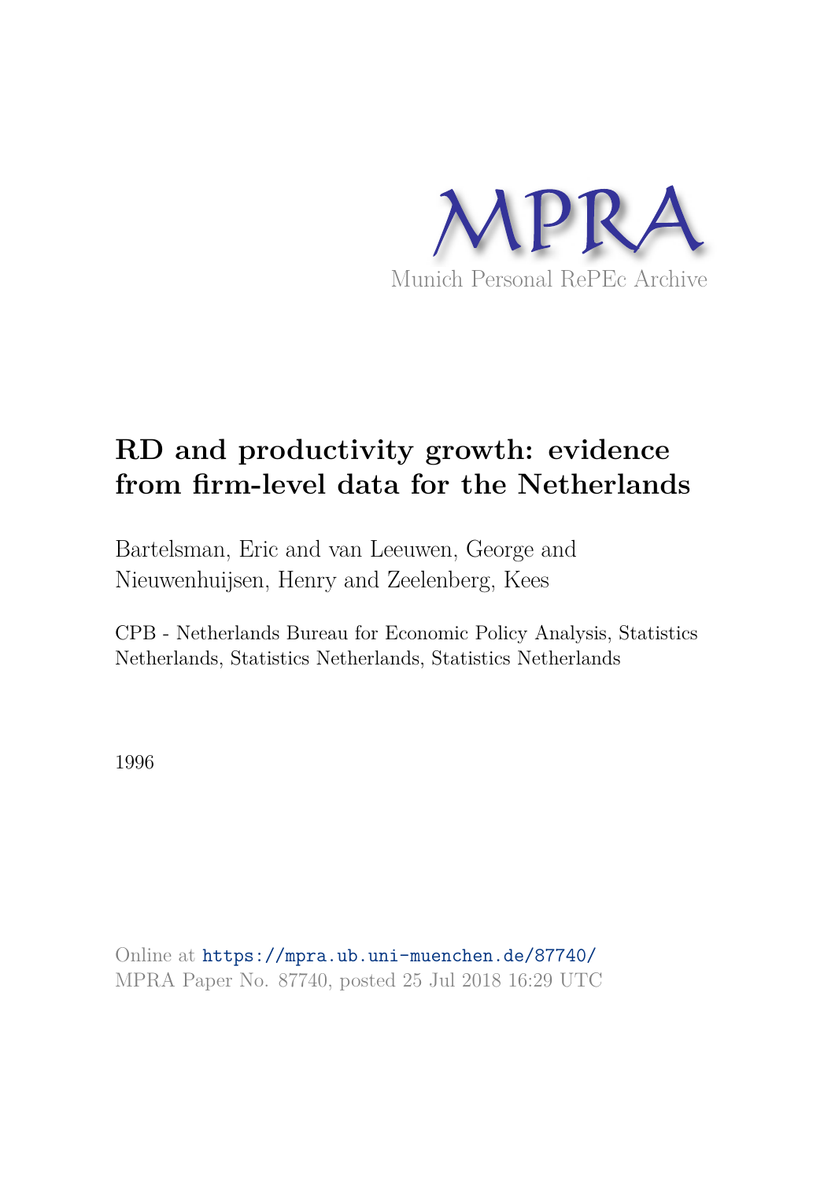MPRA

Munich Personal RePEc Archive

# RD and productivity growth: evidence from firm-level data for the Netherlands

Bartelsman, Eric and van Leeuwen, George and Nieuwenhuijsen, Henry and Zeelenberg, Kees

CPB - Netherlands Bureau for Economic Policy Analysis, Statistics Netherlands, Statistics Netherlands, Statistics Netherlands

1996

Online at https://mpra.ub.uni-muenchen.de/87740/
MPRA Paper No. 87740, posted 25 Jul 2018 16:29 UTC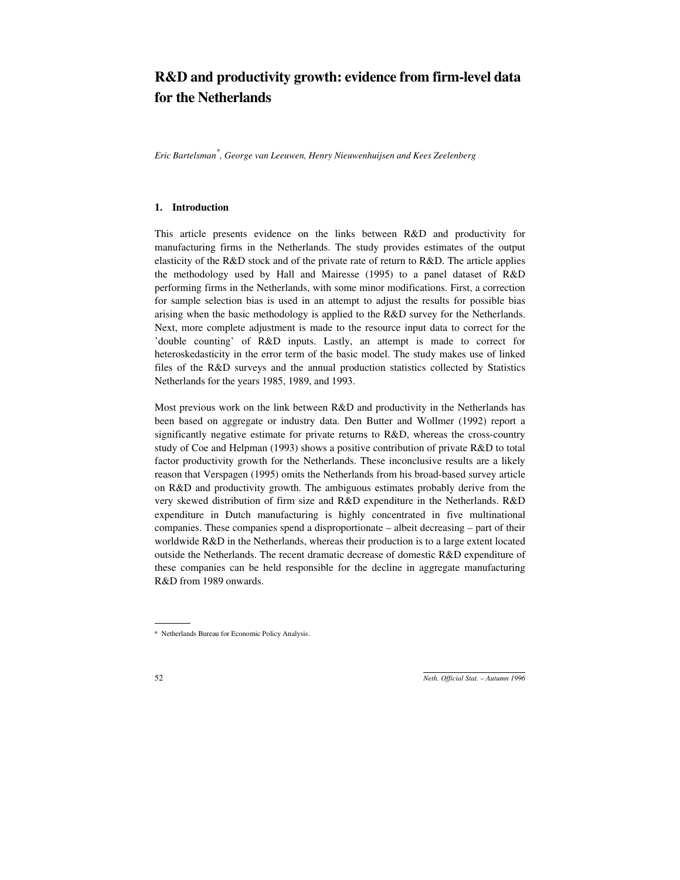# R&D and productivity growth: evidence from firm-level data for the Netherlands

*Eric Bartelsman[*], George van Leeuwen, Henry Nieuwenhuijsen and Kees Zeelenberg*

## 1. Introduction

This article presents evidence on the links between R&D and productivity for manufacturing firms in the Netherlands. The study provides estimates of the output elasticity of the R&D stock and of the private rate of return to R&D. The article applies the methodology used by Hall and Mairesse (1995) to a panel dataset of R&D performing firms in the Netherlands, with some minor modifications. First, a correction for sample selection bias is used in an attempt to adjust the results for possible bias arising when the basic methodology is applied to the R&D survey for the Netherlands. Next, more complete adjustment is made to the resource input data to correct for the 'double counting' of R&D inputs. Lastly, an attempt is made to correct for heteroskedasticity in the error term of the basic model. The study makes use of linked files of the R&D surveys and the annual production statistics collected by Statistics Netherlands for the years 1985, 1989, and 1993.

Most previous work on the link between R&D and productivity in the Netherlands has been based on aggregate or industry data. Den Butter and Wollmer (1992) report a significantly negative estimate for private returns to R&D, whereas the cross-country study of Coe and Helpman (1993) shows a positive contribution of private R&D to total factor productivity growth for the Netherlands. These inconclusive results are a likely reason that Verspagen (1995) omits the Netherlands from his broad-based survey article on R&D and productivity growth. The ambiguous estimates probably derive from the very skewed distribution of firm size and R&D expenditure in the Netherlands. R&D expenditure in Dutch manufacturing is highly concentrated in five multinational companies. These companies spend a disproportionate – albeit decreasing – part of their worldwide R&D in the Netherlands, whereas their production is to a large extent located outside the Netherlands. The recent dramatic decrease of domestic R&D expenditure of these companies can be held responsible for the decline in aggregate manufacturing R&D from 1989 onwards.

---

[*] Netherlands Bureau for Economic Policy Analysis.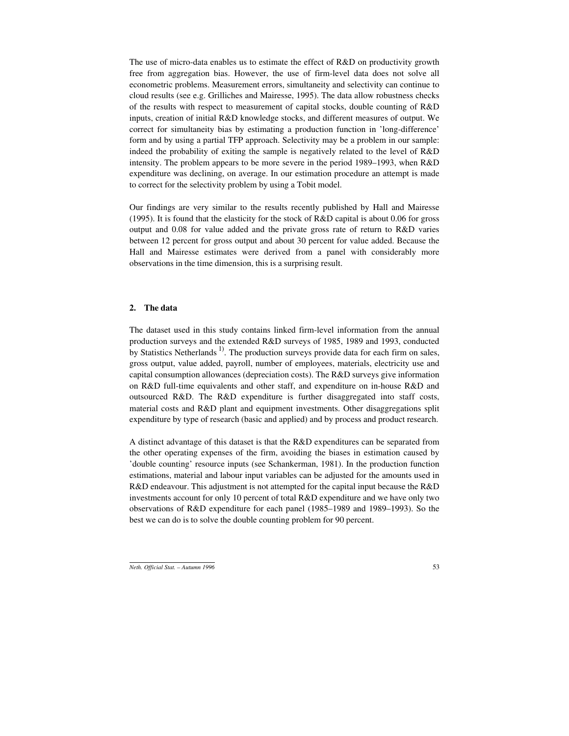The use of micro-data enables us to estimate the effect of R&D on productivity growth free from aggregation bias. However, the use of firm-level data does not solve all econometric problems. Measurement errors, simultaneity and selectivity can continue to cloud results (see e.g. Grilliches and Mairesse, 1995). The data allow robustness checks of the results with respect to measurement of capital stocks, double counting of R&D inputs, creation of initial R&D knowledge stocks, and different measures of output. We correct for simultaneity bias by estimating a production function in 'long-difference' form and by using a partial TFP approach. Selectivity may be a problem in our sample: indeed the probability of exiting the sample is negatively related to the level of R&D intensity. The problem appears to be more severe in the period 1989–1993, when R&D expenditure was declining, on average. In our estimation procedure an attempt is made to correct for the selectivity problem by using a Tobit model.

Our findings are very similar to the results recently published by Hall and Mairesse (1995). It is found that the elasticity for the stock of R&D capital is about 0.06 for gross output and 0.08 for value added and the private gross rate of return to R&D varies between 12 percent for gross output and about 30 percent for value added. Because the Hall and Mairesse estimates were derived from a panel with considerably more observations in the time dimension, this is a surprising result.

## 2. The data

The dataset used in this study contains linked firm-level information from the annual production surveys and the extended R&D surveys of 1985, 1989 and 1993, conducted by Statistics Netherlands [1)]. The production surveys provide data for each firm on sales, gross output, value added, payroll, number of employees, materials, electricity use and capital consumption allowances (depreciation costs). The R&D surveys give information on R&D full-time equivalents and other staff, and expenditure on in-house R&D and outsourced R&D. The R&D expenditure is further disaggregated into staff costs, material costs and R&D plant and equipment investments. Other disaggregations split expenditure by type of research (basic and applied) and by process and product research.

A distinct advantage of this dataset is that the R&D expenditures can be separated from the other operating expenses of the firm, avoiding the biases in estimation caused by 'double counting' resource inputs (see Schankerman, 1981). In the production function estimations, material and labour input variables can be adjusted for the amounts used in R&D endeavour. This adjustment is not attempted for the capital input because the R&D investments account for only 10 percent of total R&D expenditure and we have only two observations of R&D expenditure for each panel (1985–1989 and 1989–1993). So the best we can do is to solve the double counting problem for 90 percent.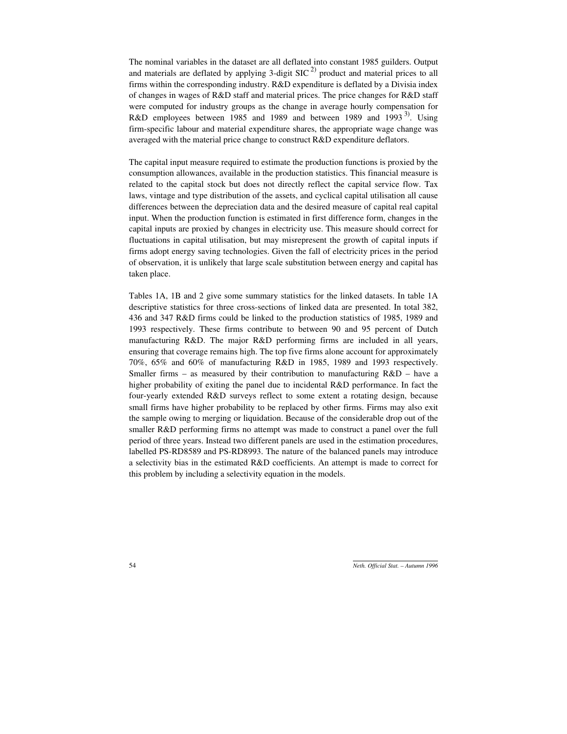The nominal variables in the dataset are all deflated into constant 1985 guilders. Output and materials are deflated by applying 3-digit SIC [2)] product and material prices to all firms within the corresponding industry. R&D expenditure is deflated by a Divisia index of changes in wages of R&D staff and material prices. The price changes for R&D staff were computed for industry groups as the change in average hourly compensation for R&D employees between 1985 and 1989 and between 1989 and 1993 [3)]. Using firm-specific labour and material expenditure shares, the appropriate wage change was averaged with the material price change to construct R&D expenditure deflators.

The capital input measure required to estimate the production functions is proxied by the consumption allowances, available in the production statistics. This financial measure is related to the capital stock but does not directly reflect the capital service flow. Tax laws, vintage and type distribution of the assets, and cyclical capital utilisation all cause differences between the depreciation data and the desired measure of capital real capital input. When the production function is estimated in first difference form, changes in the capital inputs are proxied by changes in electricity use. This measure should correct for fluctuations in capital utilisation, but may misrepresent the growth of capital inputs if firms adopt energy saving technologies. Given the fall of electricity prices in the period of observation, it is unlikely that large scale substitution between energy and capital has taken place.

Tables 1A, 1B and 2 give some summary statistics for the linked datasets. In table 1A descriptive statistics for three cross-sections of linked data are presented. In total 382, 436 and 347 R&D firms could be linked to the production statistics of 1985, 1989 and 1993 respectively. These firms contribute to between 90 and 95 percent of Dutch manufacturing R&D. The major R&D performing firms are included in all years, ensuring that coverage remains high. The top five firms alone account for approximately 70%, 65% and 60% of manufacturing R&D in 1985, 1989 and 1993 respectively. Smaller firms – as measured by their contribution to manufacturing R&D – have a higher probability of exiting the panel due to incidental R&D performance. In fact the four-yearly extended R&D surveys reflect to some extent a rotating design, because small firms have higher probability to be replaced by other firms. Firms may also exit the sample owing to merging or liquidation. Because of the considerable drop out of the smaller R&D performing firms no attempt was made to construct a panel over the full period of three years. Instead two different panels are used in the estimation procedures, labelled PS-RD8589 and PS-RD8993. The nature of the balanced panels may introduce a selectivity bias in the estimated R&D coefficients. An attempt is made to correct for this problem by including a selectivity equation in the models.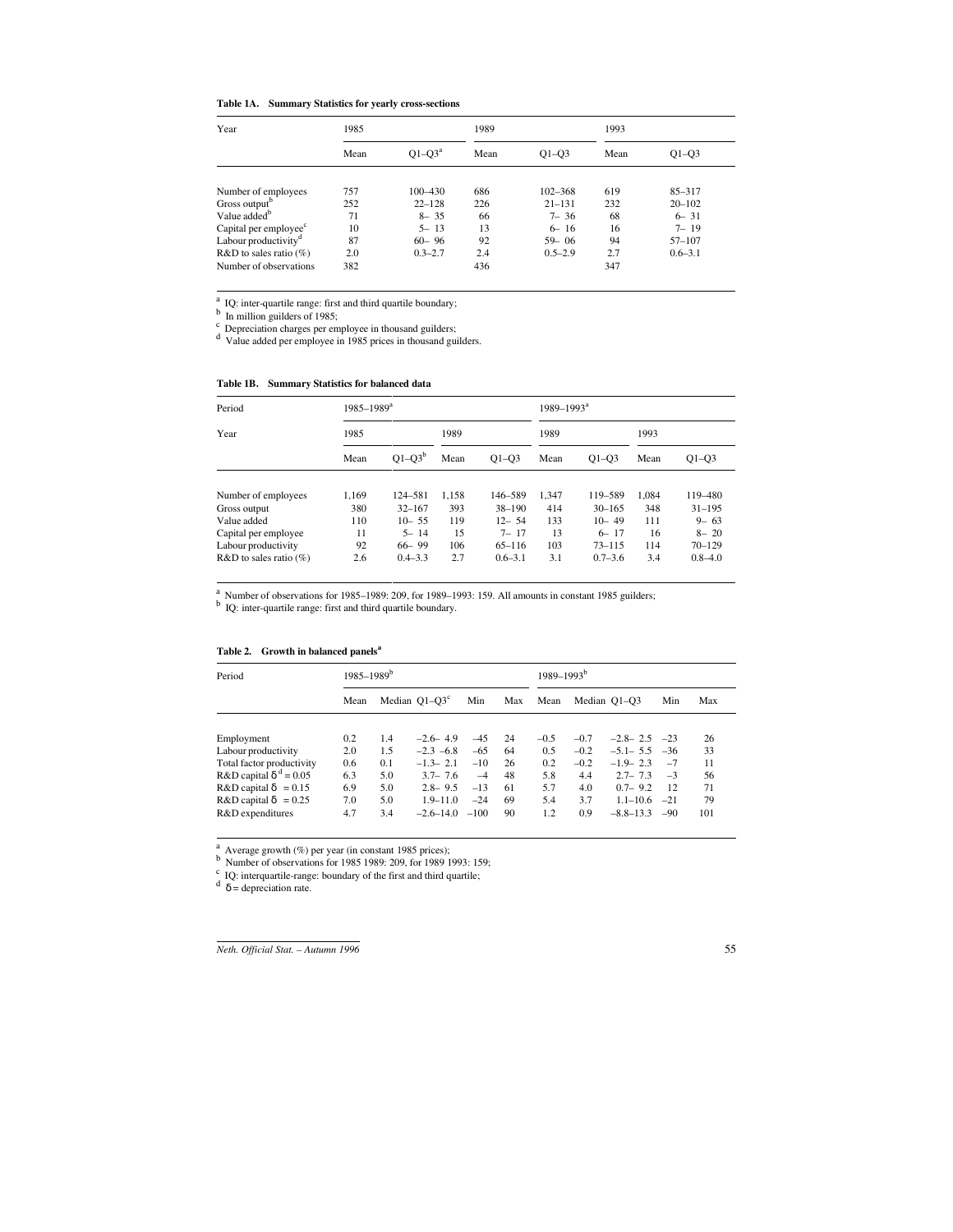**Table 1A. Summary Statistics for yearly cross-sections**

| Year | 1985 | | 1989 | | 1993 | |
|---|---|---|---|---|---|---|
| | Mean | Q1–Q3[a] | Mean | Q1–Q3 | Mean | Q1–Q3 |
| Number of employees | 757 | 100–430 | 686 | 102–368 | 619 | 85–317 |
| Gross output[b] | 252 | 22–128 | 226 | 21–131 | 232 | 20–102 |
| Value added[b] | 71 | 8– 35 | 66 | 7– 36 | 68 | 6– 31 |
| Capital per employee[c] | 10 | 5– 13 | 13 | 6– 16 | 16 | 7– 19 |
| Labour productivity[d] | 87 | 60– 96 | 92 | 59– 06 | 94 | 57–107 |
| R&D to sales ratio (%) | 2.0 | 0.3–2.7 | 2.4 | 0.5–2.9 | 2.7 | 0.6–3.1 |
| Number of observations | 382 | | 436 | | 347 | |

[a] IQ: inter-quartile range: first and third quartile boundary;
[b] In million guilders of 1985;
[c] Depreciation charges per employee in thousand guilders;
[d] Value added per employee in 1985 prices in thousand guilders.

**Table 1B. Summary Statistics for balanced data**

| Period | 1985–1989[a] | | | | 1989–1993[a] | | | |
|---|---|---|---|---|---|---|---|---|
| Year | 1985 | | 1989 | | 1989 | | 1993 | |
| | Mean | Q1–Q3[b] | Mean | Q1–Q3 | Mean | Q1–Q3 | Mean | Q1–Q3 |
| Number of employees | 1,169 | 124–581 | 1,158 | 146–589 | 1,347 | 119–589 | 1,084 | 119–480 |
| Gross output | 380 | 32–167 | 393 | 38–190 | 414 | 30–165 | 348 | 31–195 |
| Value added | 110 | 10– 55 | 119 | 12– 54 | 133 | 10– 49 | 111 | 9– 63 |
| Capital per employee | 11 | 5– 14 | 15 | 7– 17 | 13 | 6– 17 | 16 | 8– 20 |
| Labour productivity | 92 | 66– 99 | 106 | 65–116 | 103 | 73–115 | 114 | 70–129 |
| R&D to sales ratio (%) | 2.6 | 0.4–3.3 | 2.7 | 0.6–3.1 | 3.1 | 0.7–3.6 | 3.4 | 0.8–4.0 |

[a] Number of observations for 1985–1989: 209, for 1989–1993: 159. All amounts in constant 1985 guilders;
[b] IQ: inter-quartile range: first and third quartile boundary.

**Table 2. Growth in balanced panels[a]**

| Period | 1985–1989[b] | | | | | 1989–1993[b] | | | | |
|---|---|---|---|---|---|---|---|---|---|---|
| | Mean | Median | Q1–Q3[c] | Min | Max | Mean | Median | Q1–Q3 | Min | Max |
| Employment | 0.2 | 1.4 | −2.6– 4.9 | −45 | 24 | −0.5 | −0.7 | −2.8– 2.5 | −23 | 26 |
| Labour productivity | 2.0 | 1.5 | −2.3 –6.8 | −65 | 64 | 0.5 | −0.2 | −5.1– 5.5 | −36 | 33 |
| Total factor productivity | 0.6 | 0.1 | −1.3– 2.1 | −10 | 26 | 0.2 | −0.2 | −1.9– 2.3 | −7 | 11 |
| R&D capital $\delta$[d] = 0.05 | 6.3 | 5.0 | 3.7– 7.6 | −4 | 48 | 5.8 | 4.4 | 2.7– 7.3 | −3 | 56 |
| R&D capital $\delta$ = 0.15 | 6.9 | 5.0 | 2.8– 9.5 | −13 | 61 | 5.7 | 4.0 | 0.7– 9.2 | 12 | 71 |
| R&D capital $\delta$ = 0.25 | 7.0 | 5.0 | 1.9–11.0 | −24 | 69 | 5.4 | 3.7 | 1.1–10.6 | −21 | 79 |
| R&D expenditures | 4.7 | 3.4 | −2.6–14.0 | −100 | 90 | 1.2 | 0.9 | −8.8–13.3 | −90 | 101 |

[a] Average growth (%) per year (in constant 1985 prices);
[b] Number of observations for 1985 1989: 209, for 1989 1993: 159;
[c] IQ: interquartile-range: boundary of the first and third quartile;
[d] $\delta$ = depreciation rate.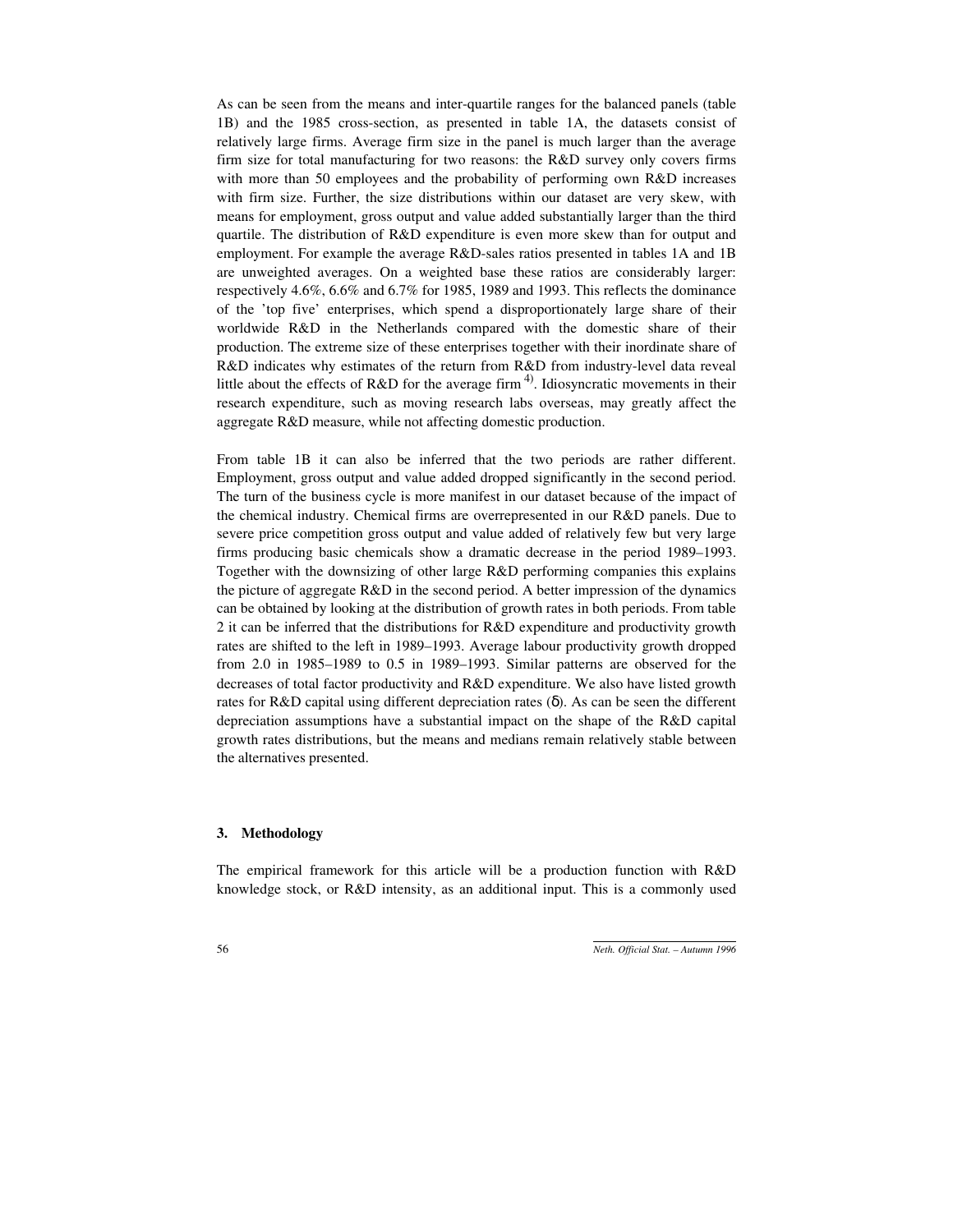As can be seen from the means and inter-quartile ranges for the balanced panels (table 1B) and the 1985 cross-section, as presented in table 1A, the datasets consist of relatively large firms. Average firm size in the panel is much larger than the average firm size for total manufacturing for two reasons: the R&D survey only covers firms with more than 50 employees and the probability of performing own R&D increases with firm size. Further, the size distributions within our dataset are very skew, with means for employment, gross output and value added substantially larger than the third quartile. The distribution of R&D expenditure is even more skew than for output and employment. For example the average R&D-sales ratios presented in tables 1A and 1B are unweighted averages. On a weighted base these ratios are considerably larger: respectively 4.6%, 6.6% and 6.7% for 1985, 1989 and 1993. This reflects the dominance of the 'top five' enterprises, which spend a disproportionately large share of their worldwide R&D in the Netherlands compared with the domestic share of their production. The extreme size of these enterprises together with their inordinate share of R&D indicates why estimates of the return from R&D from industry-level data reveal little about the effects of R&D for the average firm [4)]. Idiosyncratic movements in their research expenditure, such as moving research labs overseas, may greatly affect the aggregate R&D measure, while not affecting domestic production.

From table 1B it can also be inferred that the two periods are rather different. Employment, gross output and value added dropped significantly in the second period. The turn of the business cycle is more manifest in our dataset because of the impact of the chemical industry. Chemical firms are overrepresented in our R&D panels. Due to severe price competition gross output and value added of relatively few but very large firms producing basic chemicals show a dramatic decrease in the period 1989–1993. Together with the downsizing of other large R&D performing companies this explains the picture of aggregate R&D in the second period. A better impression of the dynamics can be obtained by looking at the distribution of growth rates in both periods. From table 2 it can be inferred that the distributions for R&D expenditure and productivity growth rates are shifted to the left in 1989–1993. Average labour productivity growth dropped from 2.0 in 1985–1989 to 0.5 in 1989–1993. Similar patterns are observed for the decreases of total factor productivity and R&D expenditure. We also have listed growth rates for R&D capital using different depreciation rates ($\delta$). As can be seen the different depreciation assumptions have a substantial impact on the shape of the R&D capital growth rates distributions, but the means and medians remain relatively stable between the alternatives presented.

## 3. Methodology

The empirical framework for this article will be a production function with R&D knowledge stock, or R&D intensity, as an additional input. This is a commonly used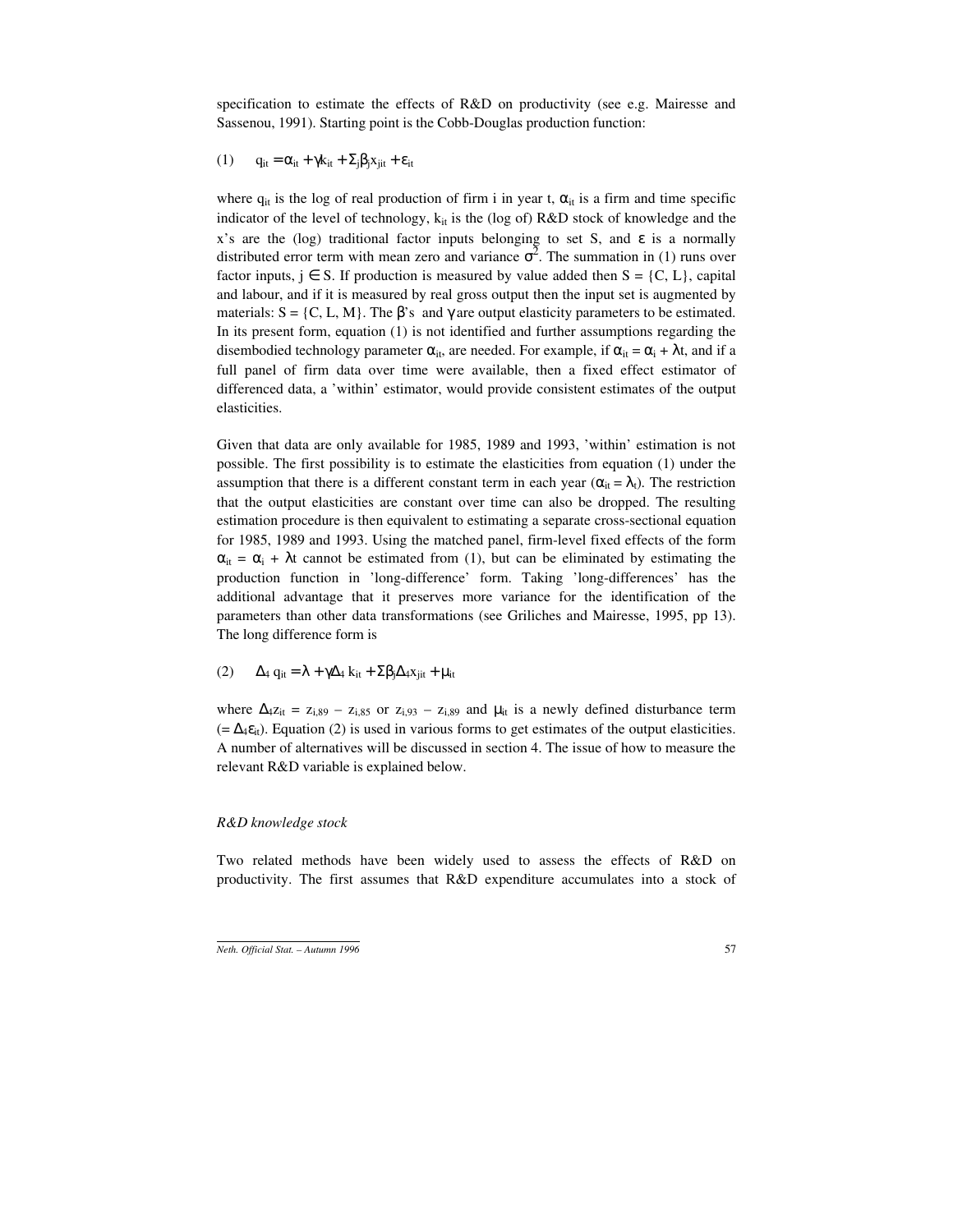specification to estimate the effects of R&D on productivity (see e.g. Mairesse and Sassenou, 1991). Starting point is the Cobb-Douglas production function:

$$(1) \quad q_{it} = \alpha_{it} + \gamma k_{it} + \Sigma_j \beta_j x_{jit} + \varepsilon_{it}$$

where $q_{it}$ is the log of real production of firm i in year t, $\alpha_{it}$ is a firm and time specific indicator of the level of technology, $k_{it}$ is the (log of) R&D stock of knowledge and the x's are the (log) traditional factor inputs belonging to set S, and $\varepsilon$ is a normally distributed error term with mean zero and variance $\sigma^2$. The summation in (1) runs over factor inputs, $j \in S$. If production is measured by value added then S = {C, L}, capital and labour, and if it is measured by real gross output then the input set is augmented by materials: S = {C, L, M}. The $\beta$'s and $\gamma$ are output elasticity parameters to be estimated. In its present form, equation (1) is not identified and further assumptions regarding the disembodied technology parameter $\alpha_{it}$, are needed. For example, if $\alpha_{it} = \alpha_i + \lambda t$, and if a full panel of firm data over time were available, then a fixed effect estimator of differenced data, a 'within' estimator, would provide consistent estimates of the output elasticities.

Given that data are only available for 1985, 1989 and 1993, 'within' estimation is not possible. The first possibility is to estimate the elasticities from equation (1) under the assumption that there is a different constant term in each year ($\alpha_{it} = \lambda_t$). The restriction that the output elasticities are constant over time can also be dropped. The resulting estimation procedure is then equivalent to estimating a separate cross-sectional equation for 1985, 1989 and 1993. Using the matched panel, firm-level fixed effects of the form $\alpha_{it} = \alpha_i + \lambda t$ cannot be estimated from (1), but can be eliminated by estimating the production function in 'long-difference' form. Taking 'long-differences' has the additional advantage that it preserves more variance for the identification of the parameters than other data transformations (see Griliches and Mairesse, 1995, pp 13). The long difference form is

$$(2) \quad \Delta_4 q_{it} = \lambda + \gamma \Delta_4 k_{it} + \Sigma \beta_j \Delta_4 x_{jit} + \mu_{it}$$

where $\Delta_4 z_{it} = z_{i,89} - z_{i,85}$ or $z_{i,93} - z_{i,89}$ and $\mu_{it}$ is a newly defined disturbance term ($= \Delta_4 \varepsilon_{it}$). Equation (2) is used in various forms to get estimates of the output elasticities. A number of alternatives will be discussed in section 4. The issue of how to measure the relevant R&D variable is explained below.

*R&D knowledge stock*

Two related methods have been widely used to assess the effects of R&D on productivity. The first assumes that R&D expenditure accumulates into a stock of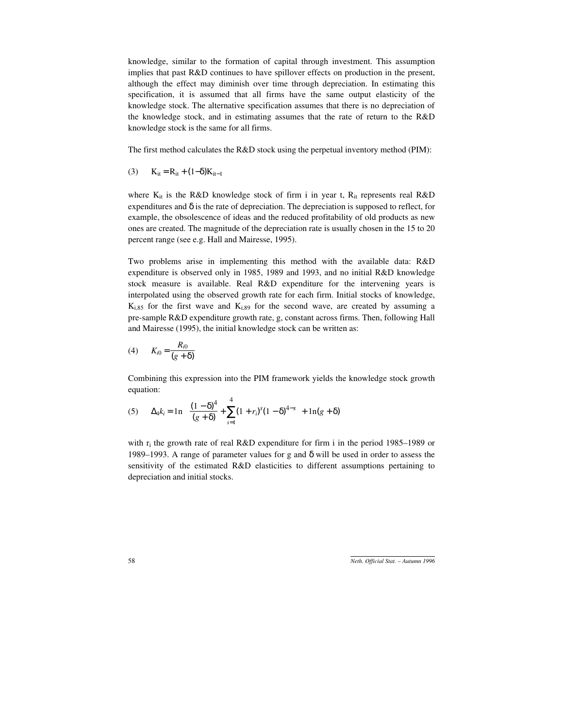knowledge, similar to the formation of capital through investment. This assumption implies that past R&D continues to have spillover effects on production in the present, although the effect may diminish over time through depreciation. In estimating this specification, it is assumed that all firms have the same output elasticity of the knowledge stock. The alternative specification assumes that there is no depreciation of the knowledge stock, and in estimating assumes that the rate of return to the R&D knowledge stock is the same for all firms.

The first method calculates the R&D stock using the perpetual inventory method (PIM):

$$(3) \qquad K_{it} = R_{it} + (1-\delta)K_{it-1}$$

where $K_{it}$ is the R&D knowledge stock of firm i in year t, $R_{it}$ represents real R&D expenditures and $\delta$ is the rate of depreciation. The depreciation is supposed to reflect, for example, the obsolescence of ideas and the reduced profitability of old products as new ones are created. The magnitude of the depreciation rate is usually chosen in the 15 to 20 percent range (see e.g. Hall and Mairesse, 1995).

Two problems arise in implementing this method with the available data: R&D expenditure is observed only in 1985, 1989 and 1993, and no initial R&D knowledge stock measure is available. Real R&D expenditure for the intervening years is interpolated using the observed growth rate for each firm. Initial stocks of knowledge, $K_{i,85}$ for the first wave and $K_{i,89}$ for the second wave, are created by assuming a pre-sample R&D expenditure growth rate, g, constant across firms. Then, following Hall and Mairesse (1995), the initial knowledge stock can be written as:

$$(4) \qquad K_{i0} = \frac{R_{i0}}{(g+\delta)}$$

Combining this expression into the PIM framework yields the knowledge stock growth equation:

$$(5) \qquad \Delta_4 k_i = \ln\left[\frac{(1-\delta)^4}{(g+\delta)} + \sum_{s=1}^{4}(1+r_i)^s(1-\delta)^{4-s}\right] + \ln(g+\delta)$$

with $r_i$ the growth rate of real R&D expenditure for firm i in the period 1985–1989 or 1989–1993. A range of parameter values for g and $\delta$ will be used in order to assess the sensitivity of the estimated R&D elasticities to different assumptions pertaining to depreciation and initial stocks.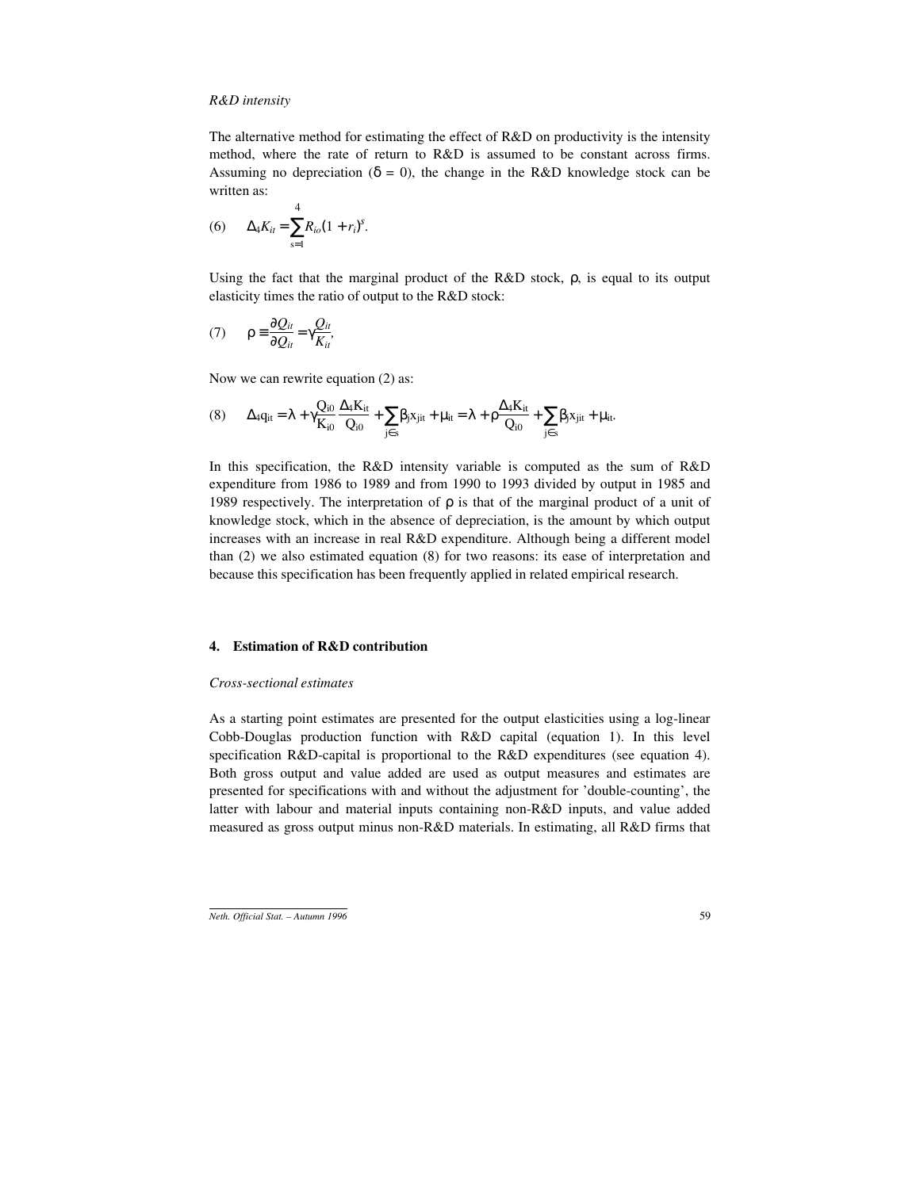*R&D intensity*

The alternative method for estimating the effect of R&D on productivity is the intensity method, where the rate of return to R&D is assumed to be constant across firms. Assuming no depreciation ($\delta = 0$), the change in the R&D knowledge stock can be written as:

$$(6) \qquad \Delta_4 K_{it} = \sum_{s=1}^{4} R_{io}(1 + r_i)^s.$$

Using the fact that the marginal product of the R&D stock, $\rho$, is equal to its output elasticity times the ratio of output to the R&D stock:

$$(7) \qquad \rho \equiv \frac{\partial Q_{it}}{\partial Q_{it}} = \gamma \frac{Q_{it}}{K_{it}},$$

Now we can rewrite equation (2) as:

$$(8) \qquad \Delta_4 q_{it} = \lambda + \gamma \frac{Q_{i0}}{K_{i0}} \frac{\Delta_4 K_{it}}{Q_{i0}} + \sum_{j \in s} \beta_j x_{jit} + \mu_{it} = \lambda + \rho \frac{\Delta_4 K_{it}}{Q_{i0}} + \sum_{j \in s} \beta_j x_{jit} + \mu_{it}.$$

In this specification, the R&D intensity variable is computed as the sum of R&D expenditure from 1986 to 1989 and from 1990 to 1993 divided by output in 1985 and 1989 respectively. The interpretation of $\rho$ is that of the marginal product of a unit of knowledge stock, which in the absence of depreciation, is the amount by which output increases with an increase in real R&D expenditure. Although being a different model than (2) we also estimated equation (8) for two reasons: its ease of interpretation and because this specification has been frequently applied in related empirical research.

## 4. Estimation of R&D contribution

*Cross-sectional estimates*

As a starting point estimates are presented for the output elasticities using a log-linear Cobb-Douglas production function with R&D capital (equation 1). In this level specification R&D-capital is proportional to the R&D expenditures (see equation 4). Both gross output and value added are used as output measures and estimates are presented for specifications with and without the adjustment for 'double-counting', the latter with labour and material inputs containing non-R&D inputs, and value added measured as gross output minus non-R&D materials. In estimating, all R&D firms that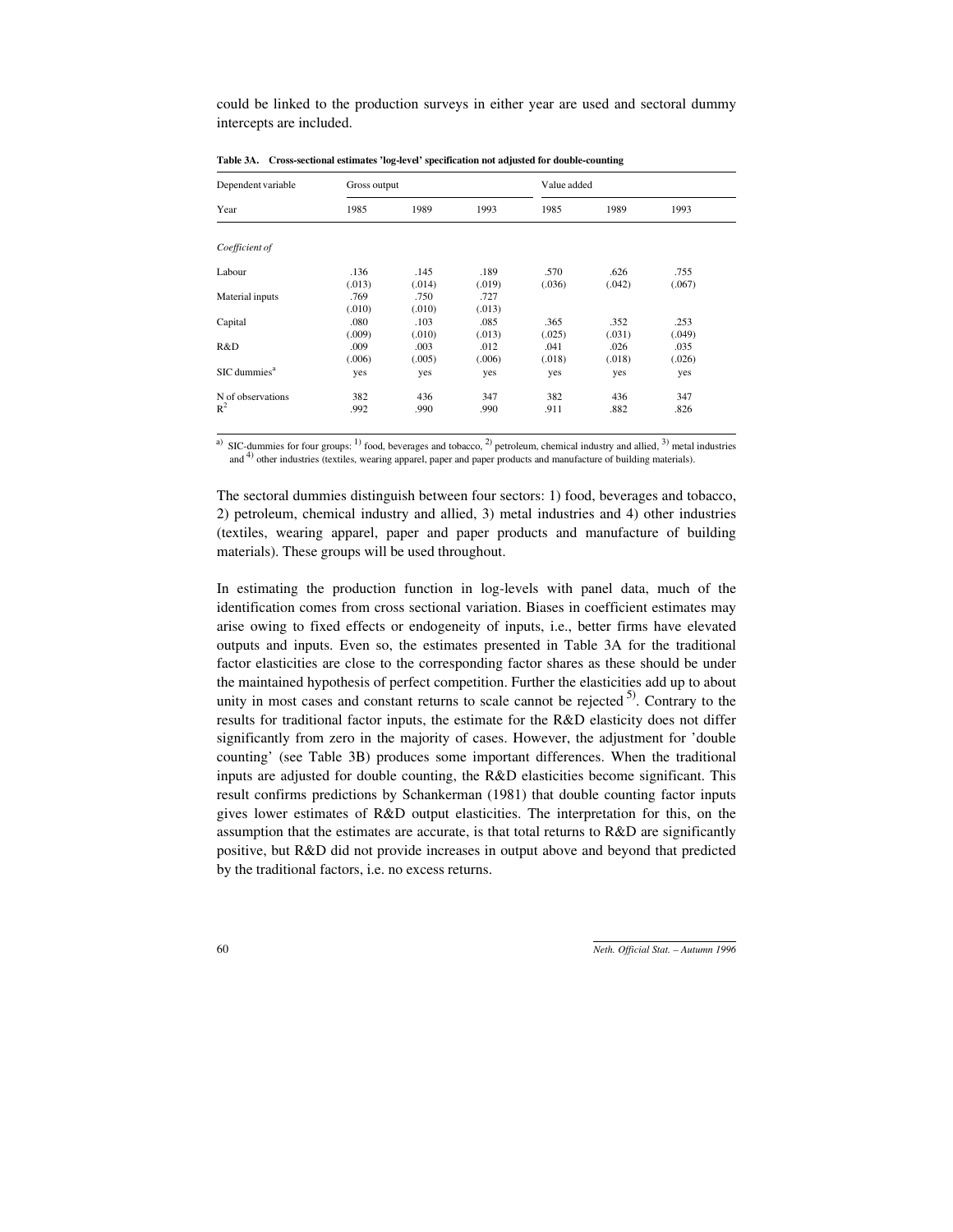could be linked to the production surveys in either year are used and sectoral dummy intercepts are included.

**Table 3A. Cross-sectional estimates 'log-level' specification not adjusted for double-counting**

| Dependent variable | Gross output | | | Value added | | |
|---|---|---|---|---|---|---|
| Year | 1985 | 1989 | 1993 | 1985 | 1989 | 1993 |
| *Coefficient of* | | | | | | |
| Labour | .136 | .145 | .189 | .570 | .626 | .755 |
| | (.013) | (.014) | (.019) | (.036) | (.042) | (.067) |
| Material inputs | .769 | .750 | .727 | | | |
| | (.010) | (.010) | (.013) | | | |
| Capital | .080 | .103 | .085 | .365 | .352 | .253 |
| | (.009) | (.010) | (.013) | (.025) | (.031) | (.049) |
| R&D | .009 | .003 | .012 | .041 | .026 | .035 |
| | (.006) | (.005) | (.006) | (.018) | (.018) | (.026) |
| SIC dummies[a] | yes | yes | yes | yes | yes | yes |
| N of observations | 382 | 436 | 347 | 382 | 436 | 347 |
| $R^2$ | .992 | .990 | .990 | .911 | .882 | .826 |

[a] SIC-dummies for four groups: [1] food, beverages and tobacco, [2] petroleum, chemical industry and allied, [3] metal industries and [4] other industries (textiles, wearing apparel, paper and paper products and manufacture of building materials).

The sectoral dummies distinguish between four sectors: 1) food, beverages and tobacco, 2) petroleum, chemical industry and allied, 3) metal industries and 4) other industries (textiles, wearing apparel, paper and paper products and manufacture of building materials). These groups will be used throughout.

In estimating the production function in log-levels with panel data, much of the identification comes from cross sectional variation. Biases in coefficient estimates may arise owing to fixed effects or endogeneity of inputs, i.e., better firms have elevated outputs and inputs. Even so, the estimates presented in Table 3A for the traditional factor elasticities are close to the corresponding factor shares as these should be under the maintained hypothesis of perfect competition. Further the elasticities add up to about unity in most cases and constant returns to scale cannot be rejected [5]. Contrary to the results for traditional factor inputs, the estimate for the R&D elasticity does not differ significantly from zero in the majority of cases. However, the adjustment for 'double counting' (see Table 3B) produces some important differences. When the traditional inputs are adjusted for double counting, the R&D elasticities become significant. This result confirms predictions by Schankerman (1981) that double counting factor inputs gives lower estimates of R&D output elasticities. The interpretation for this, on the assumption that the estimates are accurate, is that total returns to R&D are significantly positive, but R&D did not provide increases in output above and beyond that predicted by the traditional factors, i.e. no excess returns.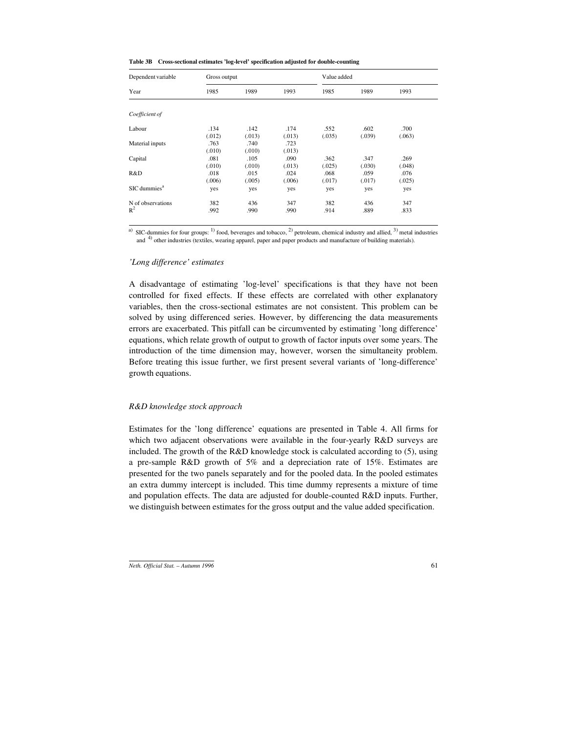**Table 3B Cross-sectional estimates 'log-level' specification adjusted for double-counting**

| Dependent variable | Gross output | | | Value added | | |
|---|---|---|---|---|---|---|
| Year | 1985 | 1989 | 1993 | 1985 | 1989 | 1993 |
| *Coefficient of* | | | | | | |
| Labour | .134 | .142 | .174 | .552 | .602 | .700 |
| | (.012) | (.013) | (.013) | (.035) | (.039) | (.063) |
| Material inputs | .763 | .740 | .723 | | | |
| | (.010) | (.010) | (.013) | | | |
| Capital | .081 | .105 | .090 | .362 | .347 | .269 |
| | (.010) | (.010) | (.013) | (.025) | (.030) | (.048) |
| R&D | .018 | .015 | .024 | .068 | .059 | .076 |
| | (.006) | (.005) | (.006) | (.017) | (.017) | (.025) |
| SIC dummies[a] | yes | yes | yes | yes | yes | yes |
| N of observations | 382 | 436 | 347 | 382 | 436 | 347 |
| $R^2$ | .992 | .990 | .990 | .914 | .889 | .833 |

[a] SIC-dummies for four groups: [1] food, beverages and tobacco, [2] petroleum, chemical industry and allied, [3] metal industries and [4] other industries (textiles, wearing apparel, paper and paper products and manufacture of building materials).

### *'Long difference' estimates*

A disadvantage of estimating 'log-level' specifications is that they have not been controlled for fixed effects. If these effects are correlated with other explanatory variables, then the cross-sectional estimates are not consistent. This problem can be solved by using differenced series. However, by differencing the data measurements errors are exacerbated. This pitfall can be circumvented by estimating 'long difference' equations, which relate growth of output to growth of factor inputs over some years. The introduction of the time dimension may, however, worsen the simultaneity problem. Before treating this issue further, we first present several variants of 'long-difference' growth equations.

### *R&D knowledge stock approach*

Estimates for the 'long difference' equations are presented in Table 4. All firms for which two adjacent observations were available in the four-yearly R&D surveys are included. The growth of the R&D knowledge stock is calculated according to (5), using a pre-sample R&D growth of 5% and a depreciation rate of 15%. Estimates are presented for the two panels separately and for the pooled data. In the pooled estimates an extra dummy intercept is included. This time dummy represents a mixture of time and population effects. The data are adjusted for double-counted R&D inputs. Further, we distinguish between estimates for the gross output and the value added specification.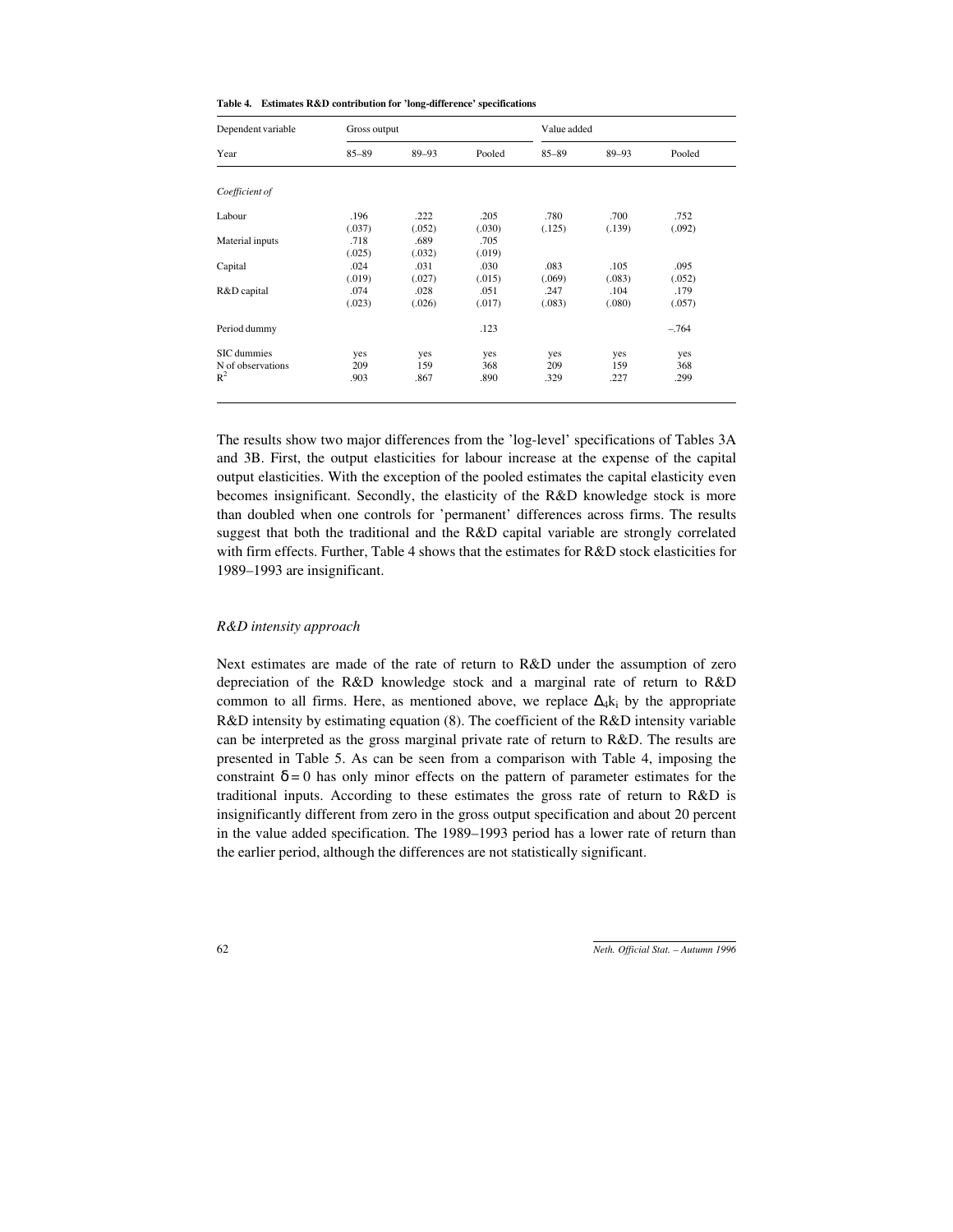**Table 4. Estimates R&D contribution for 'long-difference' specifications**

| Dependent variable | Gross output | | | Value added | | |
|---|---|---|---|---|---|---|
| Year | 85–89 | 89–93 | Pooled | 85–89 | 89–93 | Pooled |
| *Coefficient of* | | | | | | |
| Labour | .196 | .222 | .205 | .780 | .700 | .752 |
| | (.037) | (.052) | (.030) | (.125) | (.139) | (.092) |
| Material inputs | .718 | .689 | .705 | | | |
| | (.025) | (.032) | (.019) | | | |
| Capital | .024 | .031 | .030 | .083 | .105 | .095 |
| | (.019) | (.027) | (.015) | (.069) | (.083) | (.052) |
| R&D capital | .074 | .028 | .051 | .247 | .104 | .179 |
| | (.023) | (.026) | (.017) | (.083) | (.080) | (.057) |
| Period dummy | | | .123 | | | –.764 |
| SIC dummies | yes | yes | yes | yes | yes | yes |
| N of observations | 209 | 159 | 368 | 209 | 159 | 368 |
| $R^2$ | .903 | .867 | .890 | .329 | .227 | .299 |

The results show two major differences from the 'log-level' specifications of Tables 3A and 3B. First, the output elasticities for labour increase at the expense of the capital output elasticities. With the exception of the pooled estimates the capital elasticity even becomes insignificant. Secondly, the elasticity of the R&D knowledge stock is more than doubled when one controls for 'permanent' differences across firms. The results suggest that both the traditional and the R&D capital variable are strongly correlated with firm effects. Further, Table 4 shows that the estimates for R&D stock elasticities for 1989–1993 are insignificant.

*R&D intensity approach*

Next estimates are made of the rate of return to R&D under the assumption of zero depreciation of the R&D knowledge stock and a marginal rate of return to R&D common to all firms. Here, as mentioned above, we replace $\Delta_4 k_i$ by the appropriate R&D intensity by estimating equation (8). The coefficient of the R&D intensity variable can be interpreted as the gross marginal private rate of return to R&D. The results are presented in Table 5. As can be seen from a comparison with Table 4, imposing the constraint $\delta = 0$ has only minor effects on the pattern of parameter estimates for the traditional inputs. According to these estimates the gross rate of return to R&D is insignificantly different from zero in the gross output specification and about 20 percent in the value added specification. The 1989–1993 period has a lower rate of return than the earlier period, although the differences are not statistically significant.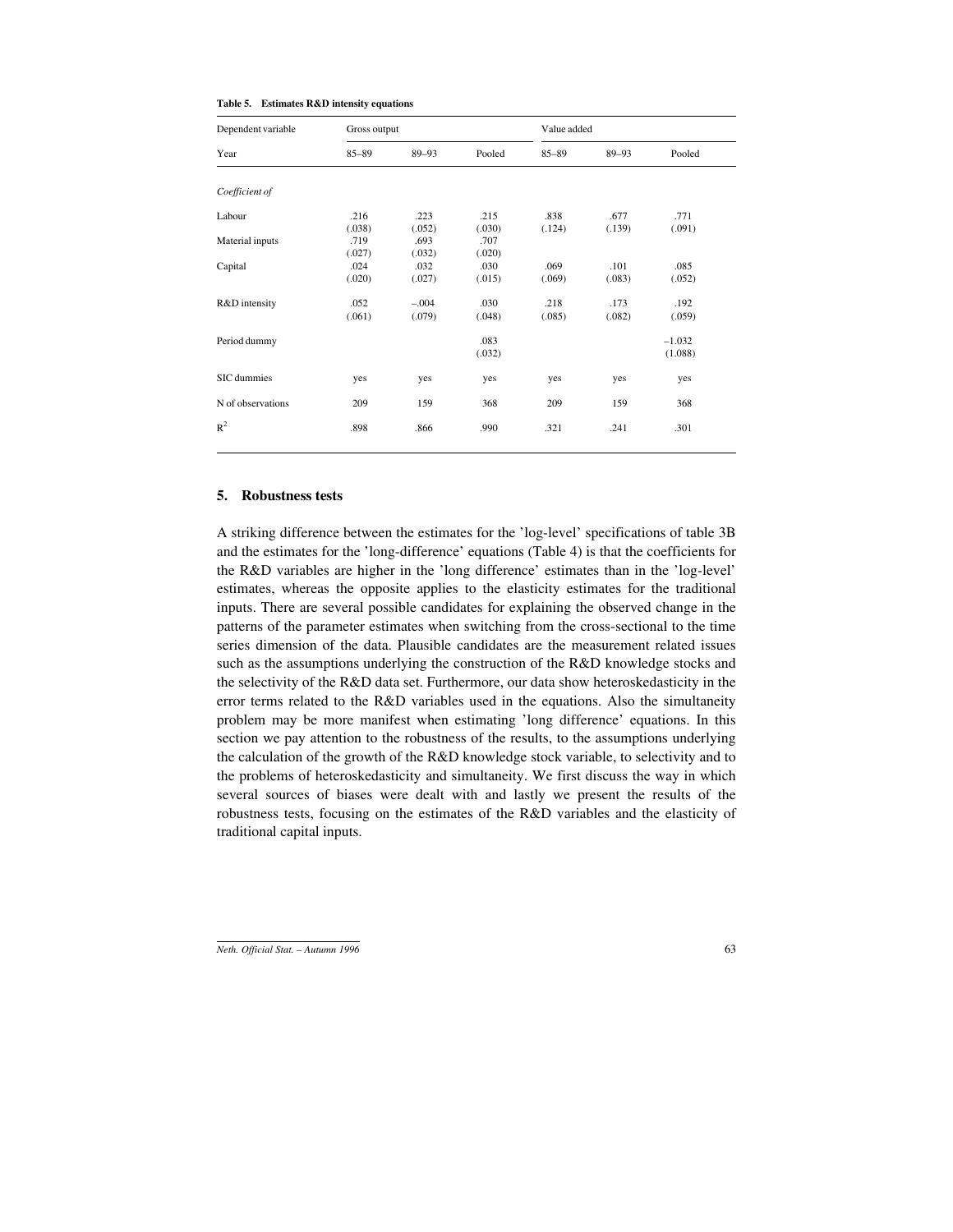**Table 5. Estimates R&D intensity equations**

| Dependent variable | Gross output | | | Value added | | |
|---|---|---|---|---|---|---|
| Year | 85–89 | 89–93 | Pooled | 85–89 | 89–93 | Pooled |
| *Coefficient of* | | | | | | |
| Labour | .216 | .223 | .215 | .838 | .677 | .771 |
| | (.038) | (.052) | (.030) | (.124) | (.139) | (.091) |
| Material inputs | .719 | .693 | .707 | | | |
| | (.027) | (.032) | (.020) | | | |
| Capital | .024 | .032 | .030 | .069 | .101 | .085 |
| | (.020) | (.027) | (.015) | (.069) | (.083) | (.052) |
| R&D intensity | .052 | –.004 | .030 | .218 | .173 | .192 |
| | (.061) | (.079) | (.048) | (.085) | (.082) | (.059) |
| Period dummy | | | .083 | | | –1.032 |
| | | | (.032) | | | (1.088) |
| SIC dummies | yes | yes | yes | yes | yes | yes |
| N of observations | 209 | 159 | 368 | 209 | 159 | 368 |
| $R^2$ | .898 | .866 | .990 | .321 | .241 | .301 |

## 5. Robustness tests

A striking difference between the estimates for the 'log-level' specifications of table 3B and the estimates for the 'long-difference' equations (Table 4) is that the coefficients for the R&D variables are higher in the 'long difference' estimates than in the 'log-level' estimates, whereas the opposite applies to the elasticity estimates for the traditional inputs. There are several possible candidates for explaining the observed change in the patterns of the parameter estimates when switching from the cross-sectional to the time series dimension of the data. Plausible candidates are the measurement related issues such as the assumptions underlying the construction of the R&D knowledge stocks and the selectivity of the R&D data set. Furthermore, our data show heteroskedasticity in the error terms related to the R&D variables used in the equations. Also the simultaneity problem may be more manifest when estimating 'long difference' equations. In this section we pay attention to the robustness of the results, to the assumptions underlying the calculation of the growth of the R&D knowledge stock variable, to selectivity and to the problems of heteroskedasticity and simultaneity. We first discuss the way in which several sources of biases were dealt with and lastly we present the results of the robustness tests, focusing on the estimates of the R&D variables and the elasticity of traditional capital inputs.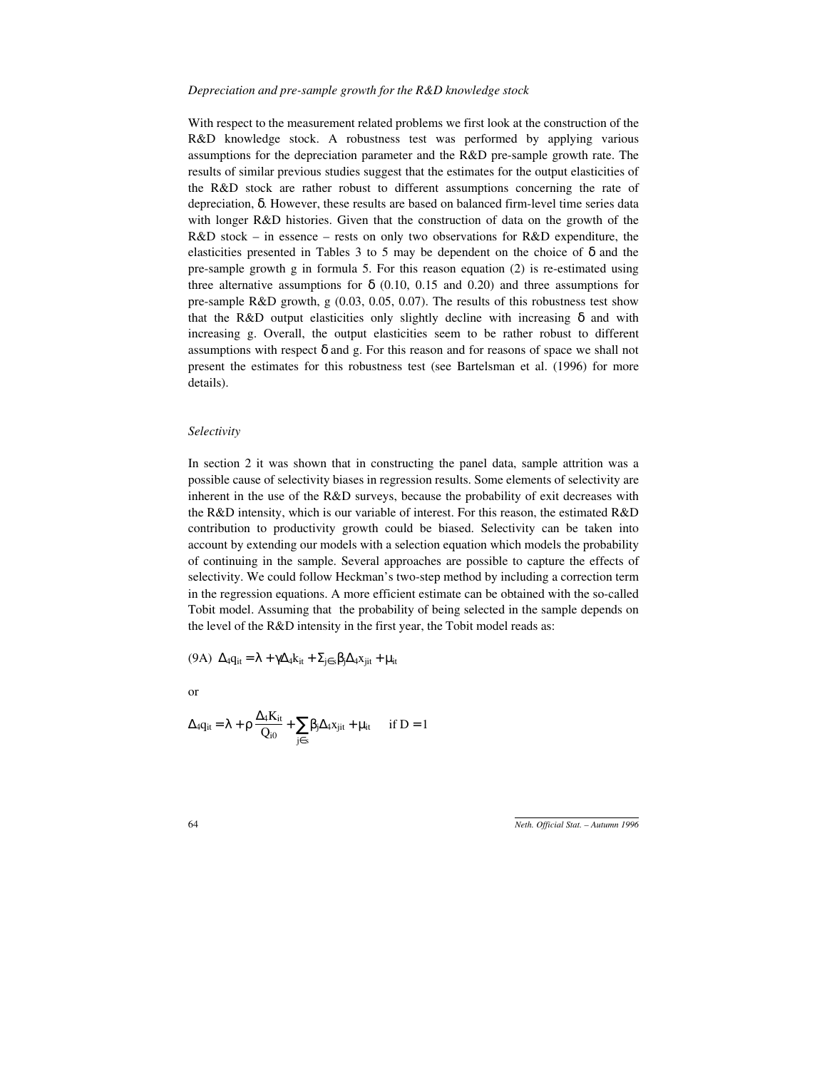*Depreciation and pre-sample growth for the R&D knowledge stock*

With respect to the measurement related problems we first look at the construction of the R&D knowledge stock. A robustness test was performed by applying various assumptions for the depreciation parameter and the R&D pre-sample growth rate. The results of similar previous studies suggest that the estimates for the output elasticities of the R&D stock are rather robust to different assumptions concerning the rate of depreciation, $\delta$. However, these results are based on balanced firm-level time series data with longer R&D histories. Given that the construction of data on the growth of the R&D stock – in essence – rests on only two observations for R&D expenditure, the elasticities presented in Tables 3 to 5 may be dependent on the choice of $\delta$ and the pre-sample growth g in formula 5. For this reason equation (2) is re-estimated using three alternative assumptions for $\delta$ (0.10, 0.15 and 0.20) and three assumptions for pre-sample R&D growth, g (0.03, 0.05, 0.07). The results of this robustness test show that the R&D output elasticities only slightly decline with increasing $\delta$ and with increasing g. Overall, the output elasticities seem to be rather robust to different assumptions with respect $\delta$ and g. For this reason and for reasons of space we shall not present the estimates for this robustness test (see Bartelsman et al. (1996) for more details).

*Selectivity*

In section 2 it was shown that in constructing the panel data, sample attrition was a possible cause of selectivity biases in regression results. Some elements of selectivity are inherent in the use of the R&D surveys, because the probability of exit decreases with the R&D intensity, which is our variable of interest. For this reason, the estimated R&D contribution to productivity growth could be biased. Selectivity can be taken into account by extending our models with a selection equation which models the probability of continuing in the sample. Several approaches are possible to capture the effects of selectivity. We could follow Heckman's two-step method by including a correction term in the regression equations. A more efficient estimate can be obtained with the so-called Tobit model. Assuming that the probability of being selected in the sample depends on the level of the R&D intensity in the first year, the Tobit model reads as:

(9A) $\Delta_4 q_{it} = \lambda + \gamma \Delta_4 k_{it} + \Sigma_{j\in s} \beta_j \Delta_4 x_{jit} + \mu_{it}$

or

$$\Delta_4 q_{it} = \lambda + \rho \frac{\Delta_4 K_{it}}{Q_{i0}} + \sum_{j\in s} \beta_j \Delta_4 x_{jit} + \mu_{it} \quad \text{if } D = 1$$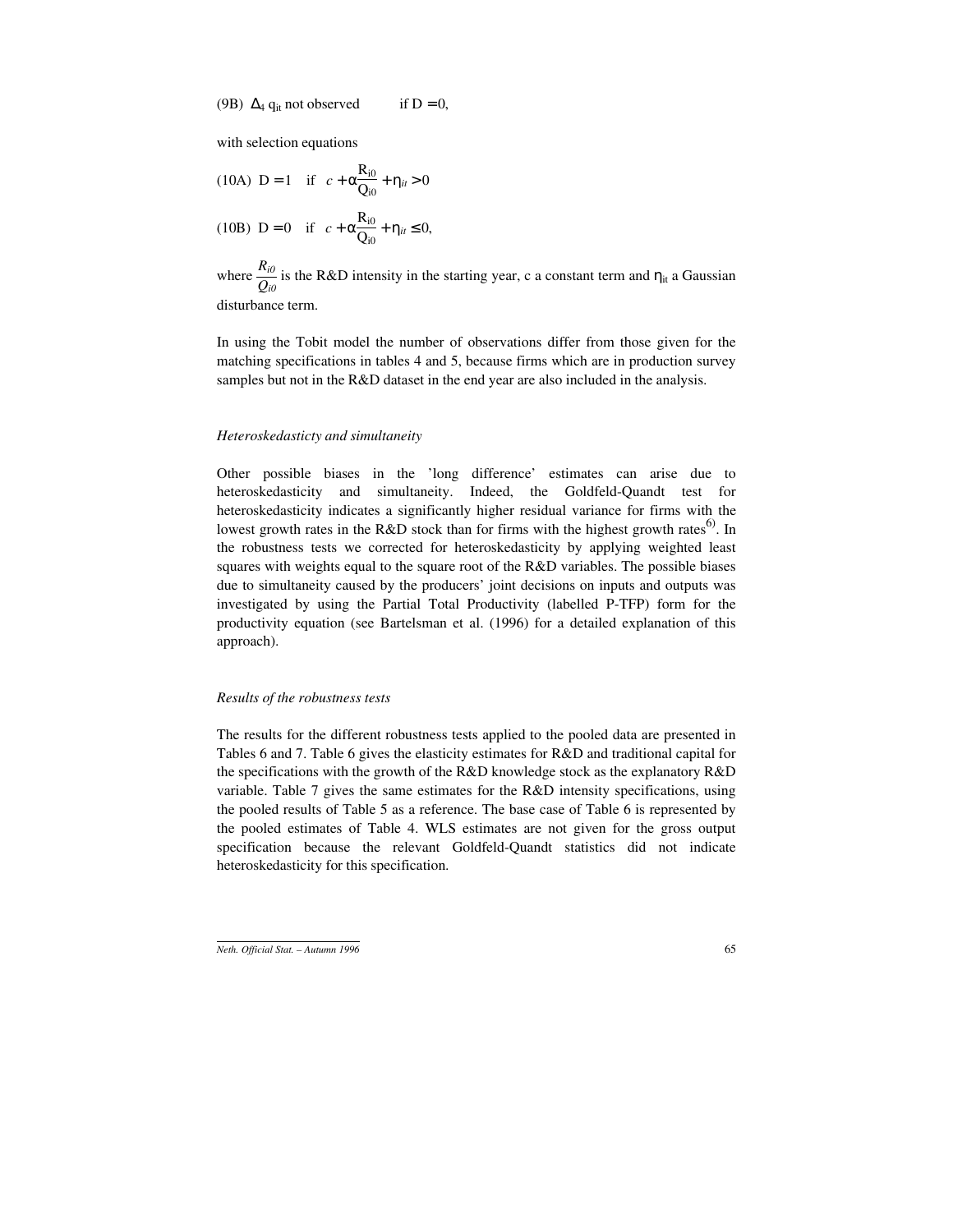(9B) $\Delta_4\, q_{it}$ not observed if $D = 0$,

with selection equations

(10A) $D = 1 \quad \text{if} \quad c + \alpha \dfrac{R_{i0}}{Q_{i0}} + \eta_{it} > 0$

(10B) $D = 0 \quad \text{if} \quad c + \alpha \dfrac{R_{i0}}{Q_{i0}} + \eta_{it} \leq 0,$

where $\dfrac{R_{i0}}{Q_{i0}}$ is the R&D intensity in the starting year, c a constant term and $\eta_{it}$ a Gaussian disturbance term.

In using the Tobit model the number of observations differ from those given for the matching specifications in tables 4 and 5, because firms which are in production survey samples but not in the R&D dataset in the end year are also included in the analysis.

### *Heteroskedasticty and simultaneity*

Other possible biases in the 'long difference' estimates can arise due to heteroskedasticity and simultaneity. Indeed, the Goldfeld-Quandt test for heteroskedasticity indicates a significantly higher residual variance for firms with the lowest growth rates in the R&D stock than for firms with the highest growth rates[6]. In the robustness tests we corrected for heteroskedasticity by applying weighted least squares with weights equal to the square root of the R&D variables. The possible biases due to simultaneity caused by the producers' joint decisions on inputs and outputs was investigated by using the Partial Total Productivity (labelled P-TFP) form for the productivity equation (see Bartelsman et al. (1996) for a detailed explanation of this approach).

### *Results of the robustness tests*

The results for the different robustness tests applied to the pooled data are presented in Tables 6 and 7. Table 6 gives the elasticity estimates for R&D and traditional capital for the specifications with the growth of the R&D knowledge stock as the explanatory R&D variable. Table 7 gives the same estimates for the R&D intensity specifications, using the pooled results of Table 5 as a reference. The base case of Table 6 is represented by the pooled estimates of Table 4. WLS estimates are not given for the gross output specification because the relevant Goldfeld-Quandt statistics did not indicate heteroskedasticity for this specification.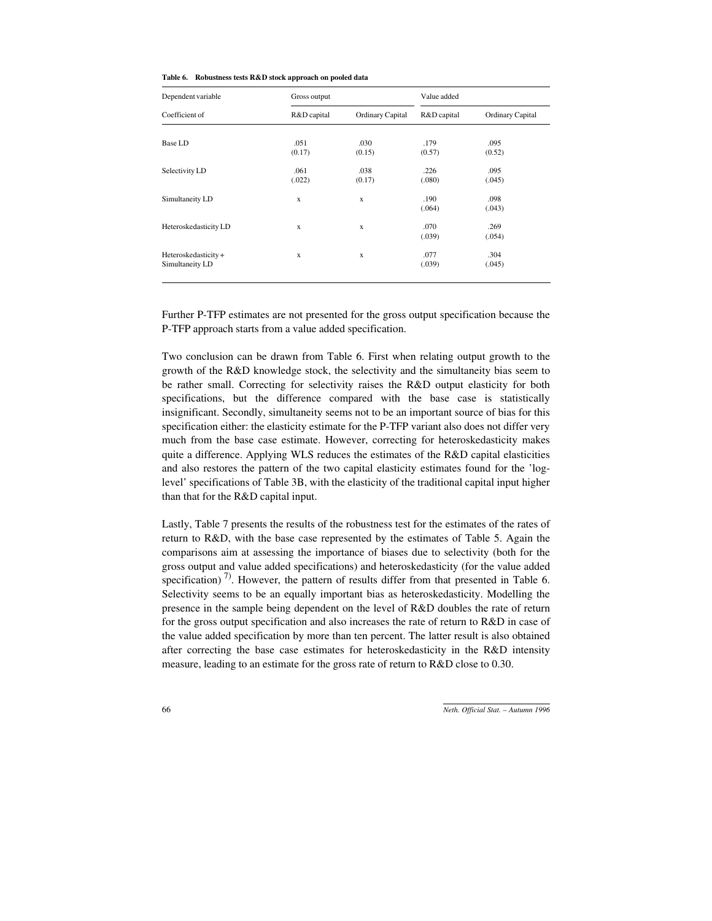**Table 6. Robustness tests R&D stock approach on pooled data**

| Dependent variable | Gross output | | Value added | |
|---|---|---|---|---|
| Coefficient of | R&D capital | Ordinary Capital | R&D capital | Ordinary Capital |
| Base LD | .051<br>(0.17) | .030<br>(0.15) | .179<br>(0.57) | .095<br>(0.52) |
| Selectivity LD | .061<br>(.022) | .038<br>(0.17) | .226<br>(.080) | .095<br>(.045) |
| Simultaneity LD | x | x | .190<br>(.064) | .098<br>(.043) |
| Heteroskedasticity LD | x | x | .070<br>(.039) | .269<br>(.054) |
| Heteroskedasticity +<br>Simultaneity LD | x | x | .077<br>(.039) | .304<br>(.045) |

Further P-TFP estimates are not presented for the gross output specification because the P-TFP approach starts from a value added specification.

Two conclusion can be drawn from Table 6. First when relating output growth to the growth of the R&D knowledge stock, the selectivity and the simultaneity bias seem to be rather small. Correcting for selectivity raises the R&D output elasticity for both specifications, but the difference compared with the base case is statistically insignificant. Secondly, simultaneity seems not to be an important source of bias for this specification either: the elasticity estimate for the P-TFP variant also does not differ very much from the base case estimate. However, correcting for heteroskedasticity makes quite a difference. Applying WLS reduces the estimates of the R&D capital elasticities and also restores the pattern of the two capital elasticity estimates found for the 'log-level' specifications of Table 3B, with the elasticity of the traditional capital input higher than that for the R&D capital input.

Lastly, Table 7 presents the results of the robustness test for the estimates of the rates of return to R&D, with the base case represented by the estimates of Table 5. Again the comparisons aim at assessing the importance of biases due to selectivity (both for the gross output and value added specifications) and heteroskedasticity (for the value added specification) [7]. However, the pattern of results differ from that presented in Table 6. Selectivity seems to be an equally important bias as heteroskedasticity. Modelling the presence in the sample being dependent on the level of R&D doubles the rate of return for the gross output specification and also increases the rate of return to R&D in case of the value added specification by more than ten percent. The latter result is also obtained after correcting the base case estimates for heteroskedasticity in the R&D intensity measure, leading to an estimate for the gross rate of return to R&D close to 0.30.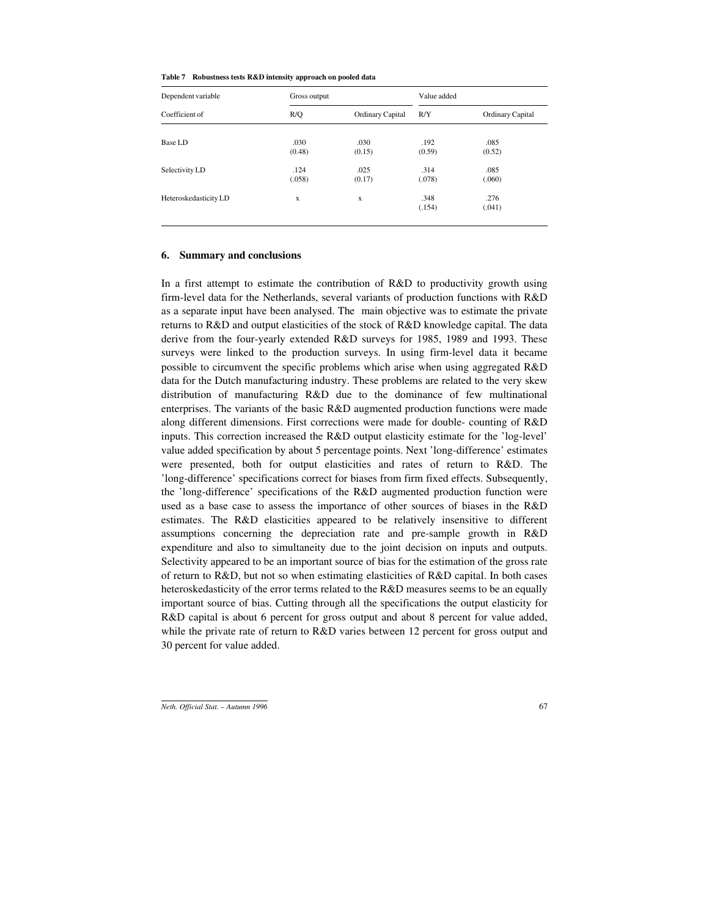**Table 7 Robustness tests R&D intensity approach on pooled data**

| Dependent variable | Gross output | | Value added | |
|---|---|---|---|---|
| Coefficient of | R/Q | Ordinary Capital | R/Y | Ordinary Capital |
| Base LD | .030<br>(0.48) | .030<br>(0.15) | .192<br>(0.59) | .085<br>(0.52) |
| Selectivity LD | .124<br>(.058) | .025<br>(0.17) | .314<br>(.078) | .085<br>(.060) |
| Heteroskedasticity LD | x | x | .348<br>(.154) | .276<br>(.041) |

## 6. Summary and conclusions

In a first attempt to estimate the contribution of R&D to productivity growth using firm-level data for the Netherlands, several variants of production functions with R&D as a separate input have been analysed. The main objective was to estimate the private returns to R&D and output elasticities of the stock of R&D knowledge capital. The data derive from the four-yearly extended R&D surveys for 1985, 1989 and 1993. These surveys were linked to the production surveys. In using firm-level data it became possible to circumvent the specific problems which arise when using aggregated R&D data for the Dutch manufacturing industry. These problems are related to the very skew distribution of manufacturing R&D due to the dominance of few multinational enterprises. The variants of the basic R&D augmented production functions were made along different dimensions. First corrections were made for double- counting of R&D inputs. This correction increased the R&D output elasticity estimate for the 'log-level' value added specification by about 5 percentage points. Next 'long-difference' estimates were presented, both for output elasticities and rates of return to R&D. The 'long-difference' specifications correct for biases from firm fixed effects. Subsequently, the 'long-difference' specifications of the R&D augmented production function were used as a base case to assess the importance of other sources of biases in the R&D estimates. The R&D elasticities appeared to be relatively insensitive to different assumptions concerning the depreciation rate and pre-sample growth in R&D expenditure and also to simultaneity due to the joint decision on inputs and outputs. Selectivity appeared to be an important source of bias for the estimation of the gross rate of return to R&D, but not so when estimating elasticities of R&D capital. In both cases heteroskedasticity of the error terms related to the R&D measures seems to be an equally important source of bias. Cutting through all the specifications the output elasticity for R&D capital is about 6 percent for gross output and about 8 percent for value added, while the private rate of return to R&D varies between 12 percent for gross output and 30 percent for value added.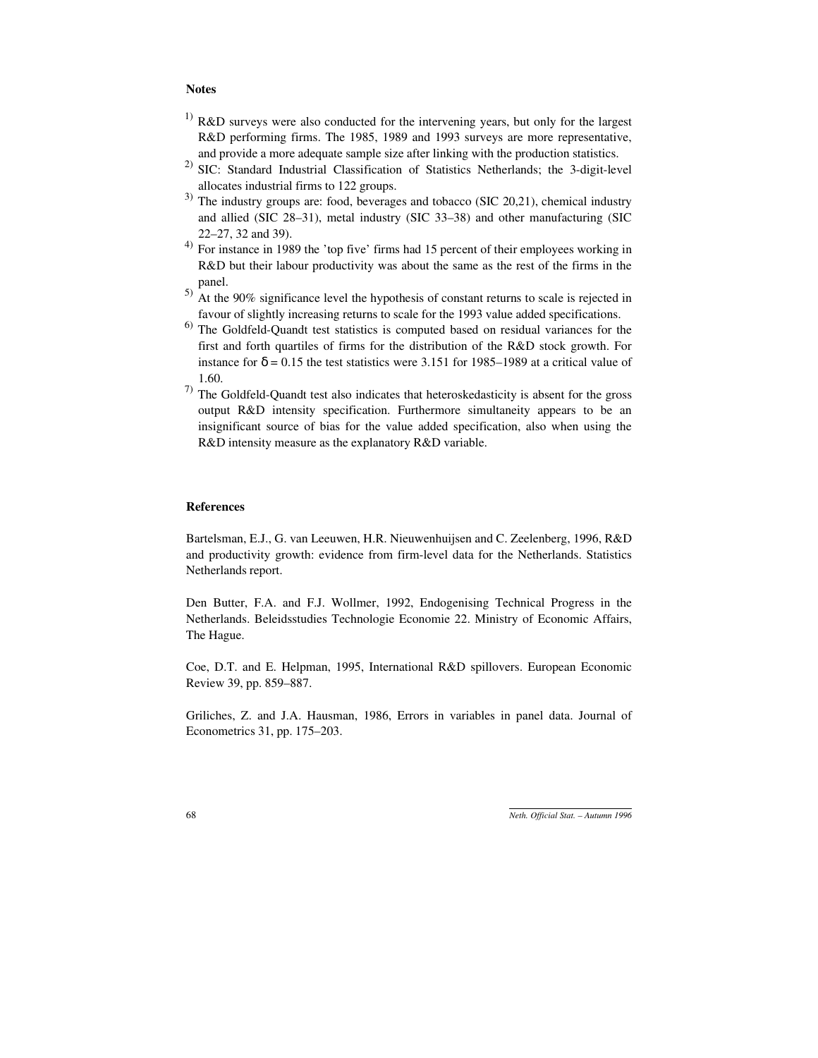**Notes**

1) R&D surveys were also conducted for the intervening years, but only for the largest R&D performing firms. The 1985, 1989 and 1993 surveys are more representative, and provide a more adequate sample size after linking with the production statistics.

2) SIC: Standard Industrial Classification of Statistics Netherlands; the 3-digit-level allocates industrial firms to 122 groups.

3) The industry groups are: food, beverages and tobacco (SIC 20,21), chemical industry and allied (SIC 28–31), metal industry (SIC 33–38) and other manufacturing (SIC 22–27, 32 and 39).

4) For instance in 1989 the 'top five' firms had 15 percent of their employees working in R&D but their labour productivity was about the same as the rest of the firms in the panel.

5) At the 90% significance level the hypothesis of constant returns to scale is rejected in favour of slightly increasing returns to scale for the 1993 value added specifications.

6) The Goldfeld-Quandt test statistics is computed based on residual variances for the first and forth quartiles of firms for the distribution of the R&D stock growth. For instance for $\delta = 0.15$ the test statistics were 3.151 for 1985–1989 at a critical value of 1.60.

7) The Goldfeld-Quandt test also indicates that heteroskedasticity is absent for the gross output R&D intensity specification. Furthermore simultaneity appears to be an insignificant source of bias for the value added specification, also when using the R&D intensity measure as the explanatory R&D variable.

**References**

Bartelsman, E.J., G. van Leeuwen, H.R. Nieuwenhuijsen and C. Zeelenberg, 1996, R&D and productivity growth: evidence from firm-level data for the Netherlands. Statistics Netherlands report.

Den Butter, F.A. and F.J. Wollmer, 1992, Endogenising Technical Progress in the Netherlands. Beleidsstudies Technologie Economie 22. Ministry of Economic Affairs, The Hague.

Coe, D.T. and E. Helpman, 1995, International R&D spillovers. European Economic Review 39, pp. 859–887.

Griliches, Z. and J.A. Hausman, 1986, Errors in variables in panel data. Journal of Econometrics 31, pp. 175–203.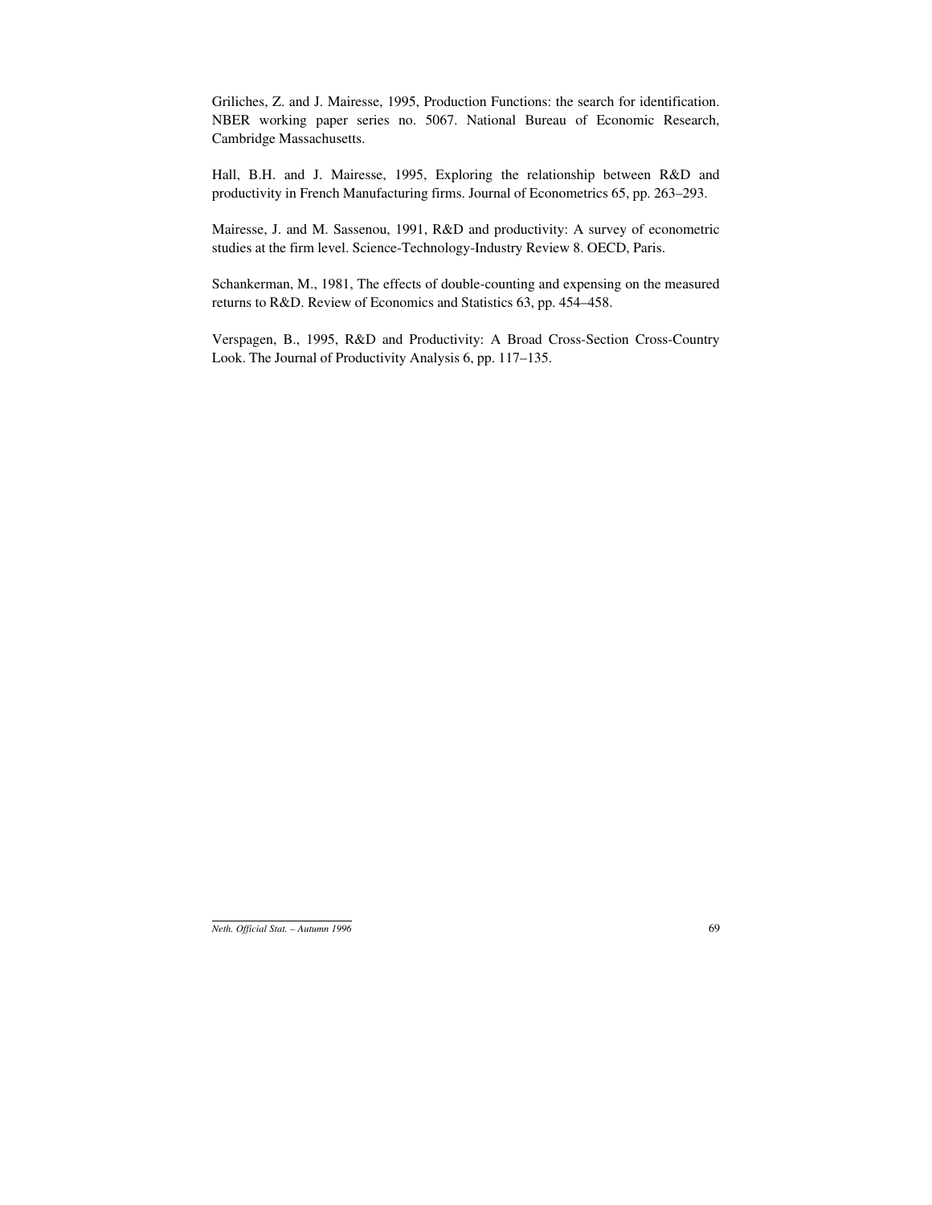Griliches, Z. and J. Mairesse, 1995, Production Functions: the search for identification. NBER working paper series no. 5067. National Bureau of Economic Research, Cambridge Massachusetts.

Hall, B.H. and J. Mairesse, 1995, Exploring the relationship between R&D and productivity in French Manufacturing firms. Journal of Econometrics 65, pp. 263–293.

Mairesse, J. and M. Sassenou, 1991, R&D and productivity: A survey of econometric studies at the firm level. Science-Technology-Industry Review 8. OECD, Paris.

Schankerman, M., 1981, The effects of double-counting and expensing on the measured returns to R&D. Review of Economics and Statistics 63, pp. 454–458.

Verspagen, B., 1995, R&D and Productivity: A Broad Cross-Section Cross-Country Look. The Journal of Productivity Analysis 6, pp. 117–135.